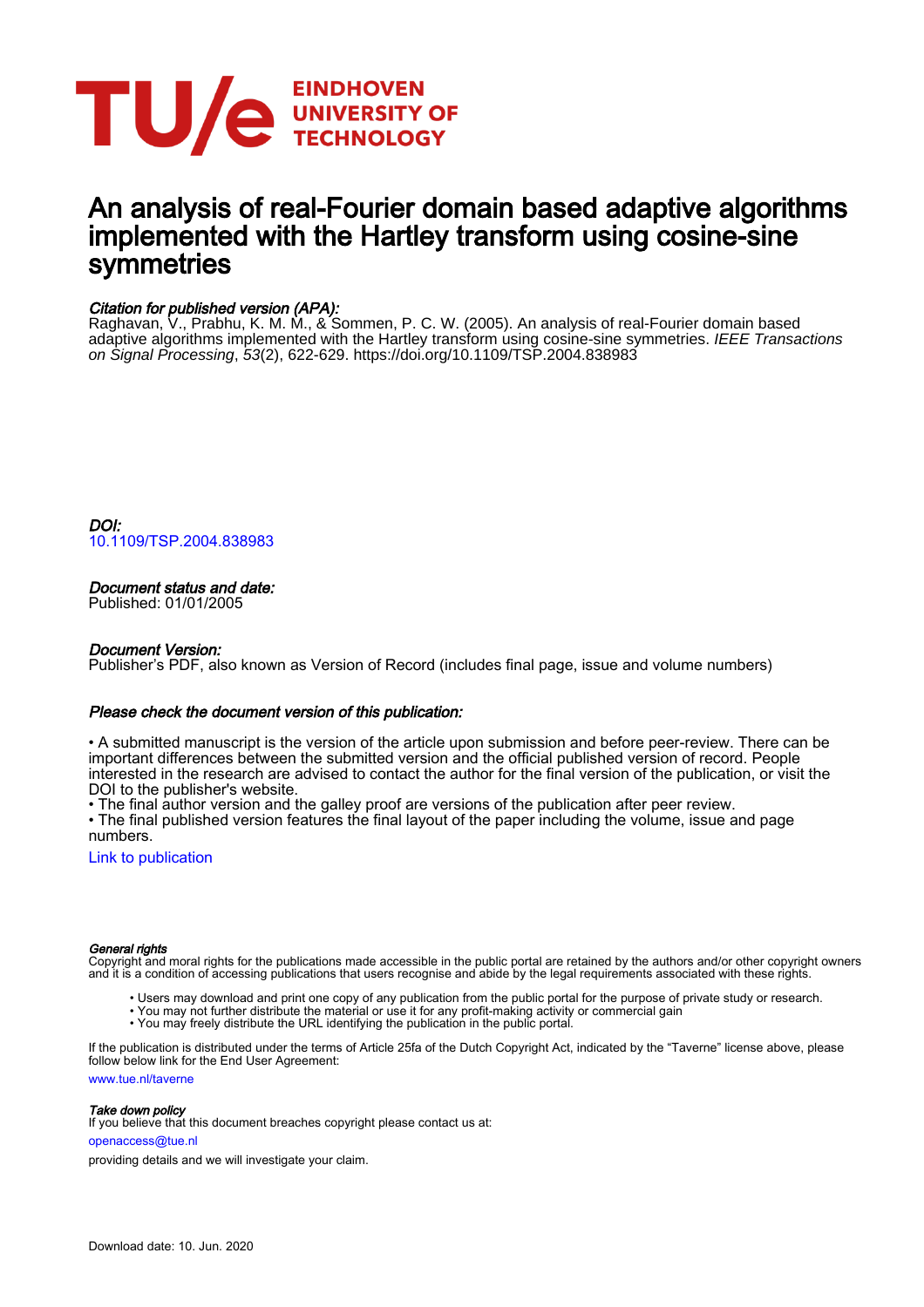# An analysis of real-Fourier domain based adaptive algorithms implemented with the Hartley transform using cosine-sine symmetries

*Citation for published version (APA):*

Raghavan, V., Prabhu, K. M. M., & Sommen, P. C. W. (2005). An analysis of real-Fourier domain based adaptive algorithms implemented with the Hartley transform using cosine-sine symmetries. *IEEE Transactions on Signal Processing*, *53*(2), 622-629. https://doi.org/10.1109/TSP.2004.838983

*DOI:*

10.1109/TSP.2004.838983

*Document status and date:*

Published: 01/01/2005

*Document Version:*

Publisher's PDF, also known as Version of Record (includes final page, issue and volume numbers)

*Please check the document version of this publication:*

• A submitted manuscript is the version of the article upon submission and before peer-review. There can be important differences between the submitted version and the official published version of record. People interested in the research are advised to contact the author for the final version of the publication, or visit the DOI to the publisher's website.
• The final author version and the galley proof are versions of the publication after peer review.
• The final published version features the final layout of the paper including the volume, issue and page numbers.

Link to publication

*General rights*

Copyright and moral rights for the publications made accessible in the public portal are retained by the authors and/or other copyright owners and it is a condition of accessing publications that users recognise and abide by the legal requirements associated with these rights.

- Users may download and print one copy of any publication from the public portal for the purpose of private study or research.
- You may not further distribute the material or use it for any profit-making activity or commercial gain
- You may freely distribute the URL identifying the publication in the public portal.

If the publication is distributed under the terms of Article 25fa of the Dutch Copyright Act, indicated by the "Taverne" license above, please follow below link for the End User Agreement:

www.tue.nl/taverne

*Take down policy*

If you believe that this document breaches copyright please contact us at:

openaccess@tue.nl

providing details and we will investigate your claim.

Download date: 10. Jun. 2020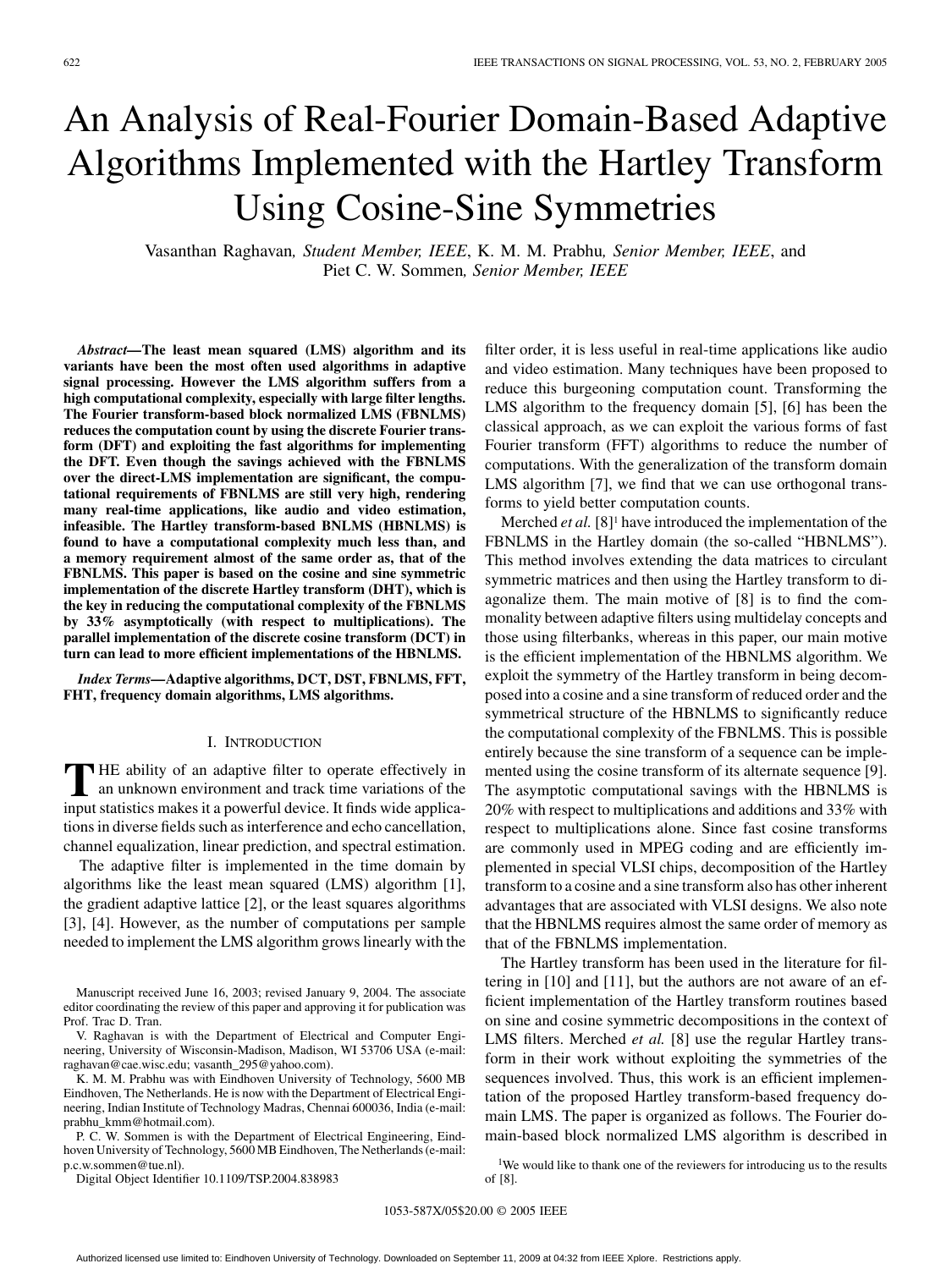# An Analysis of Real-Fourier Domain-Based Adaptive Algorithms Implemented with the Hartley Transform Using Cosine-Sine Symmetries

Vasanthan Raghavan, *Student Member, IEEE*, K. M. M. Prabhu, *Senior Member, IEEE*, and Piet C. W. Sommen, *Senior Member, IEEE*

***Abstract*—The least mean squared (LMS) algorithm and its variants have been the most often used algorithms in adaptive signal processing. However the LMS algorithm suffers from a high computational complexity, especially with large filter lengths. The Fourier transform-based block normalized LMS (FBNLMS) reduces the computation count by using the discrete Fourier transform (DFT) and exploiting the fast algorithms for implementing the DFT. Even though the savings achieved with the FBNLMS over the direct-LMS implementation are significant, the computational requirements of FBNLMS are still very high, rendering many real-time applications, like audio and video estimation, infeasible. The Hartley transform-based BNLMS (HBNLMS) is found to have a computational complexity much less than, and a memory requirement almost of the same order as, that of the FBNLMS. This paper is based on the cosine and sine symmetric implementation of the discrete Hartley transform (DHT), which is the key in reducing the computational complexity of the FBNLMS by 33% asymptotically (with respect to multiplications). The parallel implementation of the discrete cosine transform (DCT) in turn can lead to more efficient implementations of the HBNLMS.**

***Index Terms*—Adaptive algorithms, DCT, DST, FBNLMS, FFT, FHT, frequency domain algorithms, LMS algorithms.**

## I. Introduction

The ability of an adaptive filter to operate effectively in an unknown environment and track time variations of the input statistics makes it a powerful device. It finds wide applications in diverse fields such as interference and echo cancellation, channel equalization, linear prediction, and spectral estimation.

The adaptive filter is implemented in the time domain by algorithms like the least mean squared (LMS) algorithm [1], the gradient adaptive lattice [2], or the least squares algorithms [3], [4]. However, as the number of computations per sample needed to implement the LMS algorithm grows linearly with the filter order, it is less useful in real-time applications like audio and video estimation. Many techniques have been proposed to reduce this burgeoning computation count. Transforming the LMS algorithm to the frequency domain [5], [6] has been the classical approach, as we can exploit the various forms of fast Fourier transform (FFT) algorithms to reduce the number of computations. With the generalization of the transform domain LMS algorithm [7], we find that we can use orthogonal transforms to yield better computation counts.

Merched *et al.* [8][1] have introduced the implementation of the FBNLMS in the Hartley domain (the so-called "HBNLMS"). This method involves extending the data matrices to circulant symmetric matrices and then using the Hartley transform to diagonalize them. The main motive of [8] is to find the commonality between adaptive filters using multidelay concepts and those using filterbanks, whereas in this paper, our main motive is the efficient implementation of the HBNLMS algorithm. We exploit the symmetry of the Hartley transform in being decomposed into a cosine and a sine transform of reduced order and the symmetrical structure of the HBNLMS to significantly reduce the computational complexity of the FBNLMS. This is possible entirely because the sine transform of a sequence can be implemented using the cosine transform of its alternate sequence [9]. The asymptotic computational savings with the HBNLMS is 20% with respect to multiplications and additions and 33% with respect to multiplications alone. Since fast cosine transforms are commonly used in MPEG coding and are efficiently implemented in special VLSI chips, decomposition of the Hartley transform to a cosine and a sine transform also has other inherent advantages that are associated with VLSI designs. We also note that the HBNLMS requires almost the same order of memory as that of the FBNLMS implementation.

The Hartley transform has been used in the literature for filtering in [10] and [11], but the authors are not aware of an efficient implementation of the Hartley transform routines based on sine and cosine symmetric decompositions in the context of LMS filters. Merched *et al.* [8] use the regular Hartley transform in their work without exploiting the symmetries of the sequences involved. Thus, this work is an efficient implementation of the proposed Hartley transform-based frequency domain LMS. The paper is organized as follows. The Fourier domain-based block normalized LMS algorithm is described in

[1] We would like to thank one of the reviewers for introducing us to the results of [8].

Manuscript received June 16, 2003; revised January 9, 2004. The associate editor coordinating the review of this paper and approving it for publication was Prof. Trac D. Tran.

V. Raghavan is with the Department of Electrical and Computer Engineering, University of Wisconsin-Madison, Madison, WI 53706 USA (e-mail: raghavan@cae.wisc.edu; vasanth_295@yahoo.com).

K. M. M. Prabhu was with Eindhoven University of Technology, 5600 MB Eindhoven, The Netherlands. He is now with the Department of Electrical Engineering, Indian Institute of Technology Madras, Chennai 600036, India (e-mail: prabhu_kmm@hotmail.com).

P. C. W. Sommen is with the Department of Electrical Engineering, Eindhoven University of Technology, 5600 MB Eindhoven, The Netherlands (e-mail: p.c.w.sommen@tue.nl).

Digital Object Identifier 10.1109/TSP.2004.838983

1053-587X/05$20.00 © 2005 IEEE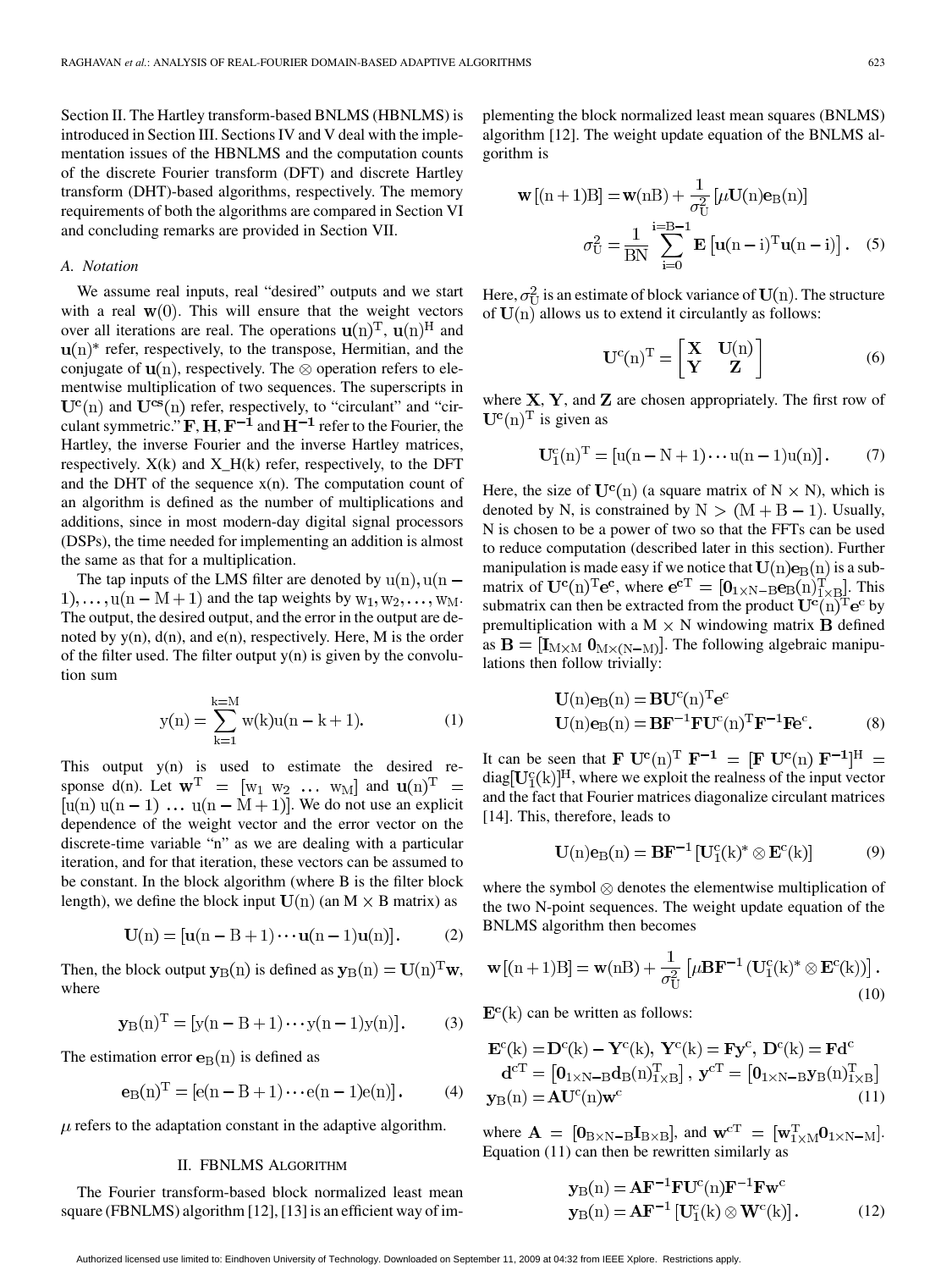Section II. The Hartley transform-based BNLMS (HBNLMS) is introduced in Section III. Sections IV and V deal with the implementation issues of the HBNLMS and the computation counts of the discrete Fourier transform (DFT) and discrete Hartley transform (DHT)-based algorithms, respectively. The memory requirements of both the algorithms are compared in Section VI and concluding remarks are provided in Section VII.

### A. Notation

We assume real inputs, real "desired" outputs and we start with a real $\mathbf{w}(0)$. This will ensure that the weight vectors over all iterations are real. The operations $\mathbf{u}(n)^T$, $\mathbf{u}(n)^H$ and $\mathbf{u}(n)^*$ refer, respectively, to the transpose, Hermitian, and the conjugate of $\mathbf{u}(n)$, respectively. The $\otimes$ operation refers to elementwise multiplication of two sequences. The superscripts in $\mathbf{U^c}(n)$ and $\mathbf{U^{cs}}(n)$ refer, respectively, to "circulant" and "circulant symmetric." $\mathbf{F}, \mathbf{H}, \mathbf{F^{-1}}$ and $\mathbf{H^{-1}}$ refer to the Fourier, the Hartley, the inverse Fourier and the inverse Hartley matrices, respectively. X(k) and X_H(k) refer, respectively, to the DFT and the DHT of the sequence x(n). The computation count of an algorithm is defined as the number of multiplications and additions, since in most modern-day digital signal processors (DSPs), the time needed for implementing an addition is almost the same as that for a multiplication.

The tap inputs of the LMS filter are denoted by $u(n), u(n-1), \ldots, u(n-M+1)$ and the tap weights by $w_1, w_2, \ldots, w_M$. The output, the desired output, and the error in the output are denoted by y(n), d(n), and e(n), respectively. Here, M is the order of the filter used. The filter output y(n) is given by the convolution sum

$$y(n) = \sum_{k=1}^{k=M} w(k)u(n-k+1). \tag{1}$$

This output y(n) is used to estimate the desired response d(n). Let $\mathbf{w}^T = [w_1 \ w_2 \ \ldots \ w_M]$ and $\mathbf{u}(n)^T = [u(n) \ u(n-1) \ \ldots \ u(n-M+1)]$. We do not use an explicit dependence of the weight vector and the error vector on the discrete-time variable "n" as we are dealing with a particular iteration, and for that iteration, these vectors can be assumed to be constant. In the block algorithm (where B is the filter block length), we define the block input $\mathbf{U}(n)$ (an $M \times B$ matrix) as

$$\mathbf{U}(n) = [\mathbf{u}(n-B+1) \cdots \mathbf{u}(n-1)\mathbf{u}(n)]. \tag{2}$$

Then, the block output $\mathbf{y}_B(n)$ is defined as $\mathbf{y}_B(n) = \mathbf{U}(n)^T\mathbf{w}$, where

$$\mathbf{y}_B(n)^T = [y(n-B+1) \cdots y(n-1)y(n)]. \tag{3}$$

The estimation error $\mathbf{e}_B(n)$ is defined as

$$\mathbf{e}_B(n)^T = [e(n-B+1) \cdots e(n-1)e(n)]. \tag{4}$$

$\mu$ refers to the adaptation constant in the adaptive algorithm.

## II. FBNLMS Algorithm

The Fourier transform-based block normalized least mean square (FBNLMS) algorithm [12], [13] is an efficient way of implementing the block normalized least mean squares (BNLMS) algorithm [12]. The weight update equation of the BNLMS algorithm is

$$\mathbf{w}[(n+1)B] = \mathbf{w}(nB) + \frac{1}{\sigma_U^2}[\mu\mathbf{U}(n)\mathbf{e}_B(n)]$$
$$\sigma_U^2 = \frac{1}{BN}\sum_{i=0}^{i=B-1} \mathbf{E}\left[\mathbf{u}(n-i)^T\mathbf{u}(n-i)\right]. \tag{5}$$

Here, $\sigma_U^2$ is an estimate of block variance of $\mathbf{U}(n)$. The structure of $\mathbf{U}(n)$ allows us to extend it circulantly as follows:

$$\mathbf{U^c}(n)^T = \begin{bmatrix} \mathbf{X} & \mathbf{U}(n) \\ \mathbf{Y} & \mathbf{Z} \end{bmatrix} \tag{6}$$

where $\mathbf{X}$, $\mathbf{Y}$, and $\mathbf{Z}$ are chosen appropriately. The first row of $\mathbf{U^c}(n)^T$ is given as

$$\mathbf{U}_1^c(n)^T = [u(n-N+1) \cdots u(n-1)u(n)]. \tag{7}$$

Here, the size of $\mathbf{U^c}(n)$ (a square matrix of $N \times N$), which is denoted by N, is constrained by $N > (M+B-1)$. Usually, N is chosen to be a power of two so that the FFTs can be used to reduce computation (described later in this section). Further manipulation is made easy if we notice that $\mathbf{U}(n)\mathbf{e}_B(n)$ is a submatrix of $\mathbf{U^c}(n)^T\mathbf{e^c}$, where $\mathbf{e^{cT}} = [\mathbf{0}_{1\times N-B}\mathbf{e}_B(n)_{1\times B}^T]$. This submatrix can then be extracted from the product $\mathbf{U^c}(n)^T\mathbf{e^c}$ by premultiplication with a $M \times N$ windowing matrix $\mathbf{B}$ defined as $\mathbf{B} = [\mathbf{I}_{M\times M} \ \mathbf{0}_{M\times(N-M)}]$. The following algebraic manipulations then follow trivially:

$$\mathbf{U}(n)\mathbf{e}_B(n) = \mathbf{B}\mathbf{U^c}(n)^T\mathbf{e^c}$$
$$\mathbf{U}(n)\mathbf{e}_B(n) = \mathbf{B}\mathbf{F^{-1}}\mathbf{F}\mathbf{U^c}(n)^T\mathbf{F^{-1}}\mathbf{F}\mathbf{e^c}. \tag{8}$$

It can be seen that $\mathbf{F}\ \mathbf{U^c}(n)^T\ \mathbf{F^{-1}} = [\mathbf{F}\ \mathbf{U^c}(n)\ \mathbf{F^{-1}}]^H = \text{diag}[\mathbf{U}_1^c(k)]^H$, where we exploit the realness of the input vector and the fact that Fourier matrices diagonalize circulant matrices [14]. This, therefore, leads to

$$\mathbf{U}(n)\mathbf{e}_B(n) = \mathbf{B}\mathbf{F^{-1}}[\mathbf{U}_1^c(k)^* \otimes \mathbf{E}^c(k)] \tag{9}$$

where the symbol $\otimes$ denotes the elementwise multiplication of the two N-point sequences. The weight update equation of the BNLMS algorithm then becomes

$$\mathbf{w}[(n+1)B] = \mathbf{w}(nB) + \frac{1}{\sigma_U^2}\left[\mu\mathbf{B}\mathbf{F^{-1}}\left(\mathbf{U}_1^c(k)^* \otimes \mathbf{E}^c(k)\right)\right]. \tag{10}$$

$\mathbf{E}^c(k)$ can be written as follows:

$$\mathbf{E}^c(k) = \mathbf{D}^c(k) - \mathbf{Y}^c(k),\ \mathbf{Y}^c(k) = \mathbf{F}\mathbf{y}^c,\ \mathbf{D}^c(k) = \mathbf{F}\mathbf{d}^c$$
$$\mathbf{d}^{cT} = \left[\mathbf{0}_{1\times N-B}\mathbf{d}_B(n)_{1\times B}^T\right],\ \mathbf{y}^{cT} = \left[\mathbf{0}_{1\times N-B}\mathbf{y}_B(n)_{1\times B}^T\right]$$
$$\mathbf{y}_B(n) = \mathbf{A}\mathbf{U}^c(n)\mathbf{w}^c \tag{11}$$

where $\mathbf{A} = [\mathbf{0}_{B\times N-B}\mathbf{I}_{B\times B}]$, and $\mathbf{w}^{cT} = [\mathbf{w}_{1\times M}^T\mathbf{0}_{1\times N-M}]$. Equation (11) can then be rewritten similarly as

$$\mathbf{y}_B(n) = \mathbf{A}\mathbf{F^{-1}}\mathbf{F}\mathbf{U}^c(n)\mathbf{F^{-1}}\mathbf{F}\mathbf{w}^c$$
$$\mathbf{y}_B(n) = \mathbf{A}\mathbf{F^{-1}}\left[\mathbf{U}_1^c(k) \otimes \mathbf{W}^c(k)\right]. \tag{12}$$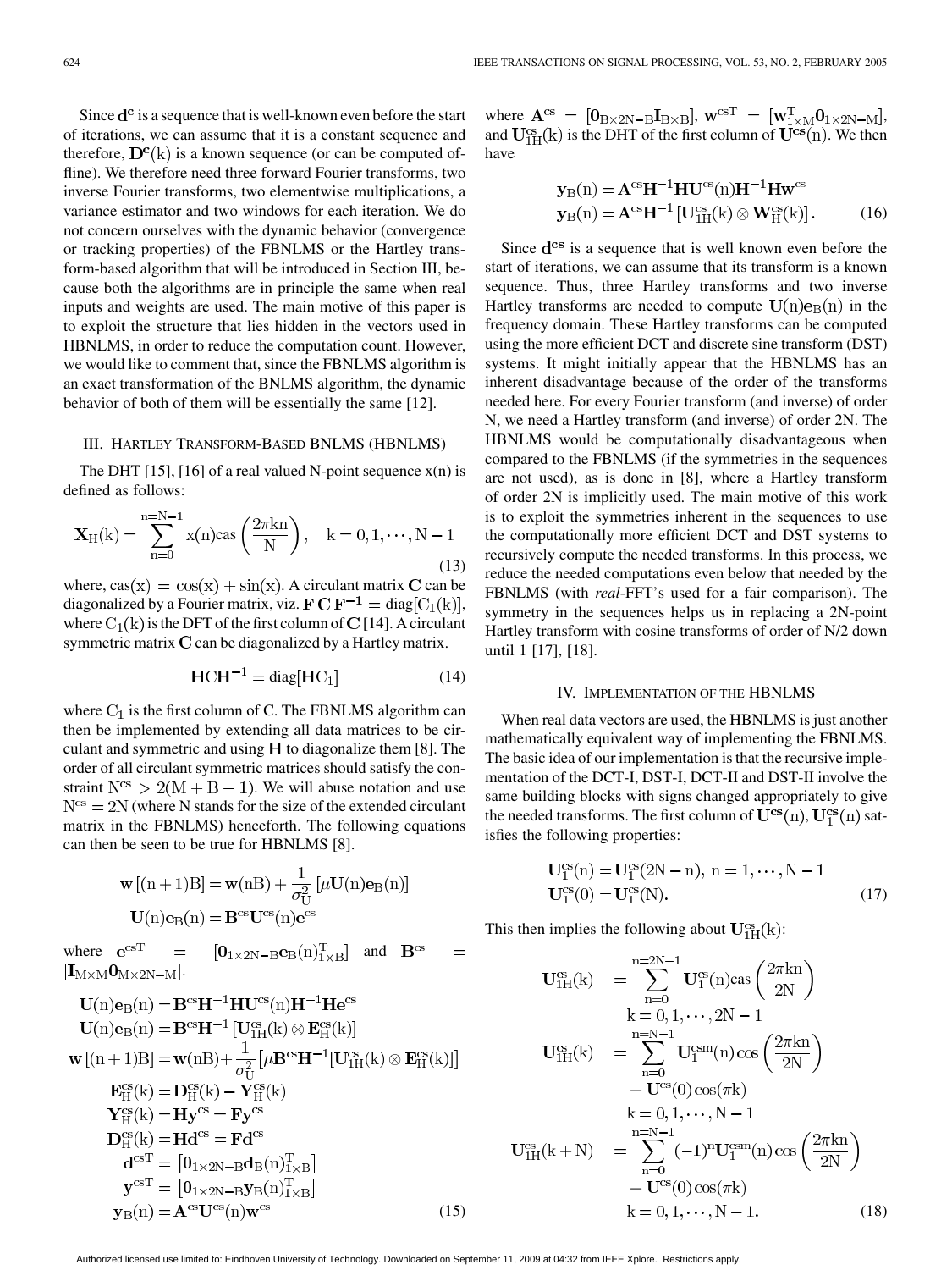Since $\mathbf{d^c}$ is a sequence that is well-known even before the start of iterations, we can assume that it is a constant sequence and therefore, $\mathbf{D^c}(\mathrm{k})$ is a known sequence (or can be computed offline). We therefore need three forward Fourier transforms, two inverse Fourier transforms, two elementwise multiplications, a variance estimator and two windows for each iteration. We do not concern ourselves with the dynamic behavior (convergence or tracking properties) of the FBNLMS or the Hartley transform-based algorithm that will be introduced in Section III, because both the algorithms are in principle the same when real inputs and weights are used. The main motive of this paper is to exploit the structure that lies hidden in the vectors used in HBNLMS, in order to reduce the computation count. However, we would like to comment that, since the FBNLMS algorithm is an exact transformation of the BNLMS algorithm, the dynamic behavior of both of them will be essentially the same [12].

## III. Hartley Transform-Based BNLMS (HBNLMS)

The DHT [15], [16] of a real valued N-point sequence x(n) is defined as follows:

$$\mathbf{X}_{\mathrm{H}}(\mathrm{k}) = \sum_{\mathrm{n}=0}^{\mathrm{n}=\mathrm{N}-1} \mathrm{x}(\mathrm{n}) \mathrm{cas}\left(\frac{2\pi \mathrm{kn}}{\mathrm{N}}\right), \quad \mathrm{k} = 0, 1, \cdots, \mathrm{N}-1 \tag{13}$$

where, $\mathrm{cas}(\mathrm{x}) = \cos(\mathrm{x}) + \sin(\mathrm{x})$. A circulant matrix $\mathbf{C}$ can be diagonalized by a Fourier matrix, viz. $\mathbf{F}\,\mathbf{C}\,\mathbf{F}^{-1} = \mathrm{diag}[\mathrm{C}_1(\mathrm{k})]$, where $\mathrm{C}_1(\mathrm{k})$ is the DFT of the first column of $\mathbf{C}$ [14]. A circulant symmetric matrix $\mathbf{C}$ can be diagonalized by a Hartley matrix.

$$\mathbf{H}\mathbf{C}\mathbf{H}^{-1} = \mathrm{diag}[\mathbf{H}\mathrm{C}_1] \tag{14}$$

where $\mathrm{C}_1$ is the first column of C. The FBNLMS algorithm can then be implemented by extending all data matrices to be circulant and symmetric and using $\mathbf{H}$ to diagonalize them [8]. The order of all circulant symmetric matrices should satisfy the constraint $\mathrm{N^{cs}} > 2(\mathrm{M}+\mathrm{B}-1)$. We will abuse notation and use $\mathrm{N^{cs}} = 2\mathrm{N}$ (where N stands for the size of the extended circulant matrix in the FBNLMS) henceforth. The following equations can then be seen to be true for HBNLMS [8].

$$\mathbf{w}[(\mathrm{n}+1)\mathrm{B}] = \mathbf{w}(\mathrm{nB}) + \frac{1}{\sigma_{\mathrm{U}}^2}[\mu \mathbf{U}(\mathrm{n})\mathbf{e}_{\mathrm{B}}(\mathrm{n})]$$
$$\mathbf{U}(\mathrm{n})\mathbf{e}_{\mathrm{B}}(\mathrm{n}) = \mathbf{B}^{\mathrm{cs}}\mathbf{U}^{\mathrm{cs}}(\mathrm{n})\mathbf{e}^{\mathrm{cs}}$$

where $\mathbf{e}^{\mathrm{cs}T} = [\mathbf{0}_{1\times 2\mathrm{N}-\mathrm{B}}\mathbf{e}_{\mathrm{B}}(\mathrm{n})^T_{1\times \mathrm{B}}]$ and $\mathbf{B}^{\mathrm{cs}} = [\mathbf{I}_{\mathrm{M}\times\mathrm{M}}\mathbf{0}_{\mathrm{M}\times 2\mathrm{N}-\mathrm{M}}]$.

$$\begin{aligned}
\mathbf{U}(\mathrm{n})\mathbf{e}_{\mathrm{B}}(\mathrm{n}) &= \mathbf{B}^{\mathrm{cs}}\mathbf{H}^{-1}\mathbf{H}\mathbf{U}^{\mathrm{cs}}(\mathrm{n})\mathbf{H}^{-1}\mathbf{H}\mathbf{e}^{\mathrm{cs}}\\
\mathbf{U}(\mathrm{n})\mathbf{e}_{\mathrm{B}}(\mathrm{n}) &= \mathbf{B}^{\mathrm{cs}}\mathbf{H}^{-1}\left[\mathbf{U}^{\mathrm{cs}}_{1\mathrm{H}}(\mathrm{k}) \otimes \mathbf{E}^{\mathrm{cs}}_{\mathrm{H}}(\mathrm{k})\right]\\
\mathbf{w}[(\mathrm{n}+1)\mathrm{B}] &= \mathbf{w}(\mathrm{nB}) + \frac{1}{\sigma_{\mathrm{U}}^2}\left[\mu \mathbf{B}^{\mathrm{cs}}\mathbf{H}^{-1}[\mathbf{U}^{\mathrm{cs}}_{1\mathrm{H}}(\mathrm{k}) \otimes \mathbf{E}^{\mathrm{cs}}_{\mathrm{H}}(\mathrm{k})]\right]\\
\mathbf{E}^{\mathrm{cs}}_{\mathrm{H}}(\mathrm{k}) &= \mathbf{D}^{\mathrm{cs}}_{\mathrm{H}}(\mathrm{k}) - \mathbf{Y}^{\mathrm{cs}}_{\mathrm{H}}(\mathrm{k})\\
\mathbf{Y}^{\mathrm{cs}}_{\mathrm{H}}(\mathrm{k}) &= \mathbf{H}\mathbf{y}^{\mathrm{cs}} = \mathbf{F}\mathbf{y}^{\mathrm{cs}}\\
\mathbf{D}^{\mathrm{cs}}_{\mathrm{H}}(\mathrm{k}) &= \mathbf{H}\mathbf{d}^{\mathrm{cs}} = \mathbf{F}\mathbf{d}^{\mathrm{cs}}\\
\mathbf{d}^{\mathrm{cs}T} &= [\mathbf{0}_{1\times 2\mathrm{N}-\mathrm{B}}\mathbf{d}_{\mathrm{B}}(\mathrm{n})^T_{1\times\mathrm{B}}]\\
\mathbf{y}^{\mathrm{cs}T} &= [\mathbf{0}_{1\times 2\mathrm{N}-\mathrm{B}}\mathbf{y}_{\mathrm{B}}(\mathrm{n})^T_{1\times\mathrm{B}}]\\
\mathbf{y}_{\mathrm{B}}(\mathrm{n}) &= \mathbf{A}^{\mathrm{cs}}\mathbf{U}^{\mathrm{cs}}(\mathrm{n})\mathbf{w}^{\mathrm{cs}}
\end{aligned} \tag{15}$$

where $\mathbf{A}^{\mathrm{cs}} = [\mathbf{0}_{\mathrm{B}\times 2\mathrm{N}-\mathrm{B}}\mathbf{I}_{\mathrm{B}\times\mathrm{B}}]$, $\mathbf{w}^{\mathrm{cs}T} = [\mathbf{w}^T_{1\times\mathrm{M}}\mathbf{0}_{1\times 2\mathrm{N}-\mathrm{M}}]$, and $\mathbf{U}^{\mathrm{cs}}_{1\mathrm{H}}(\mathrm{k})$ is the DHT of the first column of $\mathbf{U^{cs}}(\mathrm{n})$. We then have

$$\begin{aligned}
\mathbf{y}_{\mathrm{B}}(\mathrm{n}) &= \mathbf{A}^{\mathrm{cs}}\mathbf{H}^{-1}\mathbf{H}\mathbf{U}^{\mathrm{cs}}(\mathrm{n})\mathbf{H}^{-1}\mathbf{H}\mathbf{w}^{\mathrm{cs}}\\
\mathbf{y}_{\mathrm{B}}(\mathrm{n}) &= \mathbf{A}^{\mathrm{cs}}\mathbf{H}^{-1}\left[\mathbf{U}^{\mathrm{cs}}_{1\mathrm{H}}(\mathrm{k}) \otimes \mathbf{W}^{\mathrm{cs}}_{\mathrm{H}}(\mathrm{k})\right].
\end{aligned} \tag{16}$$

Since $\mathbf{d^{cs}}$ is a sequence that is well known even before the start of iterations, we can assume that its transform is a known sequence. Thus, three Hartley transforms and two inverse Hartley transforms are needed to compute $\mathbf{U}(\mathrm{n})\mathbf{e}_{\mathrm{B}}(\mathrm{n})$ in the frequency domain. These Hartley transforms can be computed using the more efficient DCT and discrete sine transform (DST) systems. It might initially appear that the HBNLMS has an inherent disadvantage because of the order of the transforms needed here. For every Fourier transform (and inverse) of order N, we need a Hartley transform (and inverse) of order 2N. The HBNLMS would be computationally disadvantageous when compared to the FBNLMS (if the symmetries in the sequences are not used), as is done in [8], where a Hartley transform of order 2N is implicitly used. The main motive of this work is to exploit the symmetries inherent in the sequences to use the computationally more efficient DCT and DST systems to recursively compute the needed transforms. In this process, we reduce the needed computations even below that needed by the FBNLMS (with *real*-FFT's used for a fair comparison). The symmetry in the sequences helps us in replacing a 2N-point Hartley transform with cosine transforms of order of N/2 down until 1 [17], [18].

## IV. Implementation of the HBNLMS

When real data vectors are used, the HBNLMS is just another mathematically equivalent way of implementing the FBNLMS. The basic idea of our implementation is that the recursive implementation of the DCT-I, DST-I, DCT-II and DST-II involve the same building blocks with signs changed appropriately to give the needed transforms. The first column of $\mathbf{U^{cs}}(\mathrm{n})$, $\mathbf{U}^{\mathrm{cs}}_1(\mathrm{n})$ satisfies the following properties:

$$\begin{aligned}
\mathbf{U}^{\mathrm{cs}}_1(\mathrm{n}) &= \mathbf{U}^{\mathrm{cs}}_1(2\mathrm{N}-\mathrm{n}),\ \mathrm{n} = 1, \cdots, \mathrm{N}-1\\
\mathbf{U}^{\mathrm{cs}}_1(0) &= \mathbf{U}^{\mathrm{cs}}_1(\mathrm{N}).
\end{aligned} \tag{17}$$

This then implies the following about $\mathbf{U}^{\mathrm{cs}}_{1\mathrm{H}}(\mathrm{k})$:

$$\begin{aligned}
\mathbf{U}^{\mathrm{cs}}_{1\mathrm{H}}(\mathrm{k}) &= \sum_{\mathrm{n}=0}^{\mathrm{n}=2\mathrm{N}-1} \mathbf{U}^{\mathrm{cs}}_1(\mathrm{n})\mathrm{cas}\left(\frac{2\pi\mathrm{kn}}{2\mathrm{N}}\right)\\
&\quad \mathrm{k} = 0, 1, \cdots, 2\mathrm{N}-1\\
\mathbf{U}^{\mathrm{cs}}_{1\mathrm{H}}(\mathrm{k}) &= \sum_{\mathrm{n}=0}^{\mathrm{n}=\mathrm{N}-1} \mathbf{U}^{\mathrm{csm}}_1(\mathrm{n})\cos\left(\frac{2\pi\mathrm{kn}}{2\mathrm{N}}\right)\\
&\quad + \mathbf{U}^{\mathrm{cs}}(0)\cos(\pi\mathrm{k})\\
&\quad \mathrm{k} = 0, 1, \cdots, \mathrm{N}-1\\
\mathbf{U}^{\mathrm{cs}}_{1\mathrm{H}}(\mathrm{k}+\mathrm{N}) &= \sum_{\mathrm{n}=0}^{\mathrm{n}=\mathrm{N}-1} (-1)^{\mathrm{n}}\mathbf{U}^{\mathrm{csm}}_1(\mathrm{n})\cos\left(\frac{2\pi\mathrm{kn}}{2\mathrm{N}}\right)\\
&\quad + \mathbf{U}^{\mathrm{cs}}(0)\cos(\pi\mathrm{k})\\
&\quad \mathrm{k} = 0, 1, \cdots, \mathrm{N}-1.
\end{aligned} \tag{18}$$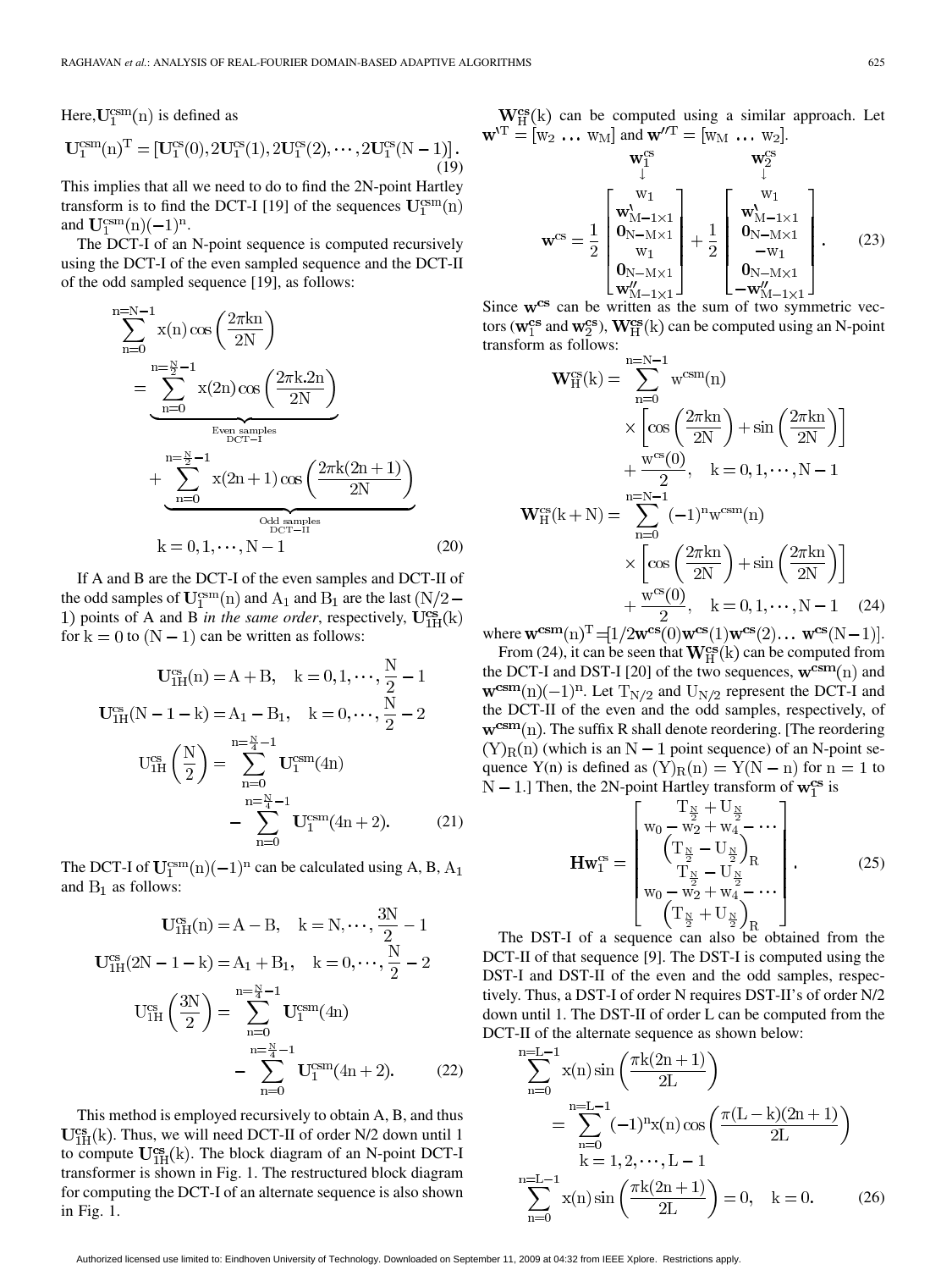Here, $\mathbf{U}_1^{\mathrm{csm}}(\mathrm{n})$ is defined as

$$\mathbf{U}_1^{\mathrm{csm}}(\mathrm{n})^{\mathrm{T}} = [\mathbf{U}_1^{\mathrm{cs}}(0), 2\mathbf{U}_1^{\mathrm{cs}}(1), 2\mathbf{U}_1^{\mathrm{cs}}(2), \cdots, 2\mathbf{U}_1^{\mathrm{cs}}(\mathrm{N}-1)]. \tag{19}$$

This implies that all we need to do to find the 2N-point Hartley transform is to find the DCT-I [19] of the sequences $\mathbf{U}_1^{\mathrm{csm}}(\mathrm{n})$ and $\mathbf{U}_1^{\mathrm{csm}}(\mathrm{n})(-1)^{\mathrm{n}}$.

The DCT-I of an N-point sequence is computed recursively using the DCT-I of the even sampled sequence and the DCT-II of the odd sampled sequence [19], as follows:

$$\begin{aligned}
\sum_{\mathrm{n}=0}^{\mathrm{n}=\mathrm{N}-1} \mathrm{x}(\mathrm{n}) \cos\left(\frac{2\pi \mathrm{kn}}{2\mathrm{N}}\right)
&= \underbrace{\sum_{\mathrm{n}=0}^{\mathrm{n}=\frac{\mathrm{N}}{2}-1} \mathrm{x}(2\mathrm{n}) \cos\left(\frac{2\pi \mathrm{k}.2\mathrm{n}}{2\mathrm{N}}\right)}_{\substack{\text{Even samples}\\ \text{DCT-I}}} \\
&\quad + \underbrace{\sum_{\mathrm{n}=0}^{\mathrm{n}=\frac{\mathrm{N}}{2}-1} \mathrm{x}(2\mathrm{n}+1) \cos\left(\frac{2\pi \mathrm{k}(2\mathrm{n}+1)}{2\mathrm{N}}\right)}_{\substack{\text{Odd samples}\\ \text{DCT-II}}} \\
&\qquad \mathrm{k} = 0, 1, \cdots, \mathrm{N}-1
\end{aligned} \tag{20}$$

If A and B are the DCT-I of the even samples and DCT-II of the odd samples of $\mathbf{U}_1^{\mathrm{csm}}(\mathrm{n})$ and $\mathrm{A}_1$ and $\mathrm{B}_1$ are the last $(\mathrm{N}/2-1)$ points of A and B *in the same order*, respectively, $\mathbf{U}_{1\mathrm{H}}^{\mathrm{cs}}(\mathrm{k})$ for $\mathrm{k}=0$ to $(\mathrm{N}-1)$ can be written as follows:

$$\begin{aligned}
\mathbf{U}_{1\mathrm{H}}^{\mathrm{cs}}(\mathrm{n}) &= \mathrm{A} + \mathrm{B}, \quad \mathrm{k} = 0, 1, \cdots, \frac{\mathrm{N}}{2}-1 \\
\mathbf{U}_{1\mathrm{H}}^{\mathrm{cs}}(\mathrm{N}-1-\mathrm{k}) &= \mathrm{A}_1 - \mathrm{B}_1, \quad \mathrm{k} = 0, \cdots, \frac{\mathrm{N}}{2}-2 \\
\mathrm{U}_{1\mathrm{H}}^{\mathrm{cs}}\left(\frac{\mathrm{N}}{2}\right) &= \sum_{\mathrm{n}=0}^{\mathrm{n}=\frac{\mathrm{N}}{4}-1} \mathbf{U}_1^{\mathrm{csm}}(4\mathrm{n}) - \sum_{\mathrm{n}=0}^{\mathrm{n}=\frac{\mathrm{N}}{4}-1} \mathbf{U}_1^{\mathrm{csm}}(4\mathrm{n}+2).
\end{aligned} \tag{21}$$

The DCT-I of $\mathbf{U}_1^{\mathrm{csm}}(\mathrm{n})(-1)^{\mathrm{n}}$ can be calculated using A, B, $\mathrm{A}_1$ and $\mathrm{B}_1$ as follows:

$$\begin{aligned}
\mathbf{U}_{1\mathrm{H}}^{\mathrm{cs}}(\mathrm{n}) &= \mathrm{A} - \mathrm{B}, \quad \mathrm{k} = \mathrm{N}, \cdots, \frac{3\mathrm{N}}{2}-1 \\
\mathbf{U}_{1\mathrm{H}}^{\mathrm{cs}}(2\mathrm{N}-1-\mathrm{k}) &= \mathrm{A}_1 + \mathrm{B}_1, \quad \mathrm{k} = 0, \cdots, \frac{\mathrm{N}}{2}-2 \\
\mathrm{U}_{1\mathrm{H}}^{\mathrm{cs}}\left(\frac{3\mathrm{N}}{2}\right) &= \sum_{\mathrm{n}=0}^{\mathrm{n}=\frac{\mathrm{N}}{4}-1} \mathbf{U}_1^{\mathrm{csm}}(4\mathrm{n}) - \sum_{\mathrm{n}=0}^{\mathrm{n}=\frac{\mathrm{N}}{4}-1} \mathbf{U}_1^{\mathrm{csm}}(4\mathrm{n}+2).
\end{aligned} \tag{22}$$

This method is employed recursively to obtain A, B, and thus $\mathbf{U}_{1\mathrm{H}}^{\mathrm{cs}}(\mathrm{k})$. Thus, we will need DCT-II of order N/2 down until 1 to compute $\mathbf{U}_{1\mathrm{H}}^{\mathrm{cs}}(\mathrm{k})$. The block diagram of an N-point DCT-I transformer is shown in Fig. 1. The restructured block diagram for computing the DCT-I of an alternate sequence is also shown in Fig. 1.

$\mathbf{W}_{\mathrm{H}}^{\mathrm{cs}}(\mathrm{k})$ can be computed using a similar approach. Let $\mathbf{w}'^{\mathrm{T}} = [\mathrm{w}_2 \ \ldots \ \mathrm{w}_\mathrm{M}]$ and $\mathbf{w}''^{\mathrm{T}} = [\mathrm{w}_\mathrm{M} \ \ldots \ \mathrm{w}_2]$.

$$\mathbf{w}^{\mathrm{cs}} = \frac{1}{2}\underbrace{\begin{bmatrix} \mathrm{w}_1 \\ \mathbf{w}'_{\mathrm{M}-1\times 1} \\ \mathbf{0}_{\mathrm{N}-\mathrm{M}\times 1} \\ \mathrm{w}_1 \\ \mathbf{0}_{\mathrm{N}-\mathrm{M}\times 1} \\ \mathbf{w}''_{\mathrm{M}-1\times 1} \end{bmatrix}}_{\mathbf{w}_1^{\mathrm{cs}}} + \frac{1}{2}\underbrace{\begin{bmatrix} \mathrm{w}_1 \\ \mathbf{w}'_{\mathrm{M}-1\times 1} \\ \mathbf{0}_{\mathrm{N}-\mathrm{M}\times 1} \\ -\mathrm{w}_1 \\ \mathbf{0}_{\mathrm{N}-\mathrm{M}\times 1} \\ -\mathbf{w}''_{\mathrm{M}-1\times 1} \end{bmatrix}}_{\mathbf{w}_2^{\mathrm{cs}}}. \tag{23}$$

Since $\mathbf{w}^{\mathrm{cs}}$ can be written as the sum of two symmetric vectors ($\mathbf{w}_1^{\mathrm{cs}}$ and $\mathbf{w}_2^{\mathrm{cs}}$), $\mathbf{W}_{\mathrm{H}}^{\mathrm{cs}}(\mathrm{k})$ can be computed using an N-point transform as follows:

$$\begin{aligned}
\mathbf{W}_{\mathrm{H}}^{\mathrm{cs}}(\mathrm{k}) &= \sum_{\mathrm{n}=0}^{\mathrm{n}=\mathrm{N}-1} \mathrm{w}^{\mathrm{csm}}(\mathrm{n}) \times \left[\cos\left(\frac{2\pi \mathrm{kn}}{2\mathrm{N}}\right) + \sin\left(\frac{2\pi \mathrm{kn}}{2\mathrm{N}}\right)\right] + \frac{\mathrm{w}^{\mathrm{cs}}(0)}{2}, \quad \mathrm{k} = 0, 1, \cdots, \mathrm{N}-1 \\
\mathbf{W}_{\mathrm{H}}^{\mathrm{cs}}(\mathrm{k}+\mathrm{N}) &= \sum_{\mathrm{n}=0}^{\mathrm{n}=\mathrm{N}-1} (-1)^{\mathrm{n}} \mathrm{w}^{\mathrm{csm}}(\mathrm{n}) \times \left[\cos\left(\frac{2\pi \mathrm{kn}}{2\mathrm{N}}\right) + \sin\left(\frac{2\pi \mathrm{kn}}{2\mathrm{N}}\right)\right] + \frac{\mathrm{w}^{\mathrm{cs}}(0)}{2}, \quad \mathrm{k} = 0, 1, \cdots, \mathrm{N}-1
\end{aligned} \tag{24}$$

where $\mathbf{w}^{\mathbf{csm}}(\mathrm{n})^{\mathrm{T}} = [1/2\mathbf{w}^{\mathbf{cs}}(0)\mathbf{w}^{\mathbf{cs}}(1)\mathbf{w}^{\mathbf{cs}}(2)\ldots\ \mathbf{w}^{\mathbf{cs}}(\mathrm{N}-1)]$.

From (24), it can be seen that $\mathbf{W}_{\mathrm{H}}^{\mathrm{cs}}(\mathrm{k})$ can be computed from the DCT-I and DST-I [20] of the two sequences, $\mathbf{w}^{\mathbf{csm}}(\mathrm{n})$ and $\mathbf{w}^{\mathbf{csm}}(\mathrm{n})(-1)^{\mathrm{n}}$. Let $\mathrm{T}_{\mathrm{N}/2}$ and $\mathrm{U}_{\mathrm{N}/2}$ represent the DCT-I and the DCT-II of the even and the odd samples, respectively, of $\mathbf{w}^{\mathbf{csm}}(\mathrm{n})$. The suffix R shall denote reordering. [The reordering $(\mathrm{Y})_{\mathrm{R}}(\mathrm{n})$ (which is an $\mathrm{N}-1$ point sequence) of an N-point sequence Y(n) is defined as $(\mathrm{Y})_{\mathrm{R}}(\mathrm{n}) = \mathrm{Y}(\mathrm{N}-\mathrm{n})$ for $\mathrm{n}=1$ to $\mathrm{N}-1$.] Then, the 2N-point Hartley transform of $\mathbf{w}_1^{\mathbf{cs}}$ is

$$\mathbf{H}\mathbf{w}_1^{\mathrm{cs}} = \begin{bmatrix} \mathrm{T}_{\frac{\mathrm{N}}{2}} + \mathrm{U}_{\frac{\mathrm{N}}{2}} \\ \mathrm{w}_0 - \mathrm{w}_2 + \mathrm{w}_4 - \cdots \\ \left(\mathrm{T}_{\frac{\mathrm{N}}{2}} - \mathrm{U}_{\frac{\mathrm{N}}{2}}\right)_{\mathrm{R}} \\ \mathrm{T}_{\frac{\mathrm{N}}{2}} - \mathrm{U}_{\frac{\mathrm{N}}{2}} \\ \mathrm{w}_0 - \mathrm{w}_2 + \mathrm{w}_4 - \cdots \\ \left(\mathrm{T}_{\frac{\mathrm{N}}{2}} + \mathrm{U}_{\frac{\mathrm{N}}{2}}\right)_{\mathrm{R}} \end{bmatrix}. \tag{25}$$

The DST-I of a sequence can also be obtained from the DCT-II of that sequence [9]. The DST-I is computed using the DST-I and DST-II of the even and the odd samples, respectively. Thus, a DST-I of order N requires DST-II's of order N/2 down until 1. The DST-II of order L can be computed from the DCT-II of the alternate sequence as shown below:

$$\begin{aligned}
\sum_{\mathrm{n}=0}^{\mathrm{n}=\mathrm{L}-1} \mathrm{x}(\mathrm{n}) \sin\left(\frac{\pi \mathrm{k}(2\mathrm{n}+1)}{2\mathrm{L}}\right) &= \sum_{\mathrm{n}=0}^{\mathrm{n}=\mathrm{L}-1} (-1)^{\mathrm{n}} \mathrm{x}(\mathrm{n}) \cos\left(\frac{\pi(\mathrm{L}-\mathrm{k})(2\mathrm{n}+1)}{2\mathrm{L}}\right) \\
&\qquad \mathrm{k} = 1, 2, \cdots, \mathrm{L}-1 \\
\sum_{\mathrm{n}=0}^{\mathrm{n}=\mathrm{L}-1} \mathrm{x}(\mathrm{n}) \sin\left(\frac{\pi \mathrm{k}(2\mathrm{n}+1)}{2\mathrm{L}}\right) &= 0, \quad \mathrm{k} = 0.
\end{aligned} \tag{26}$$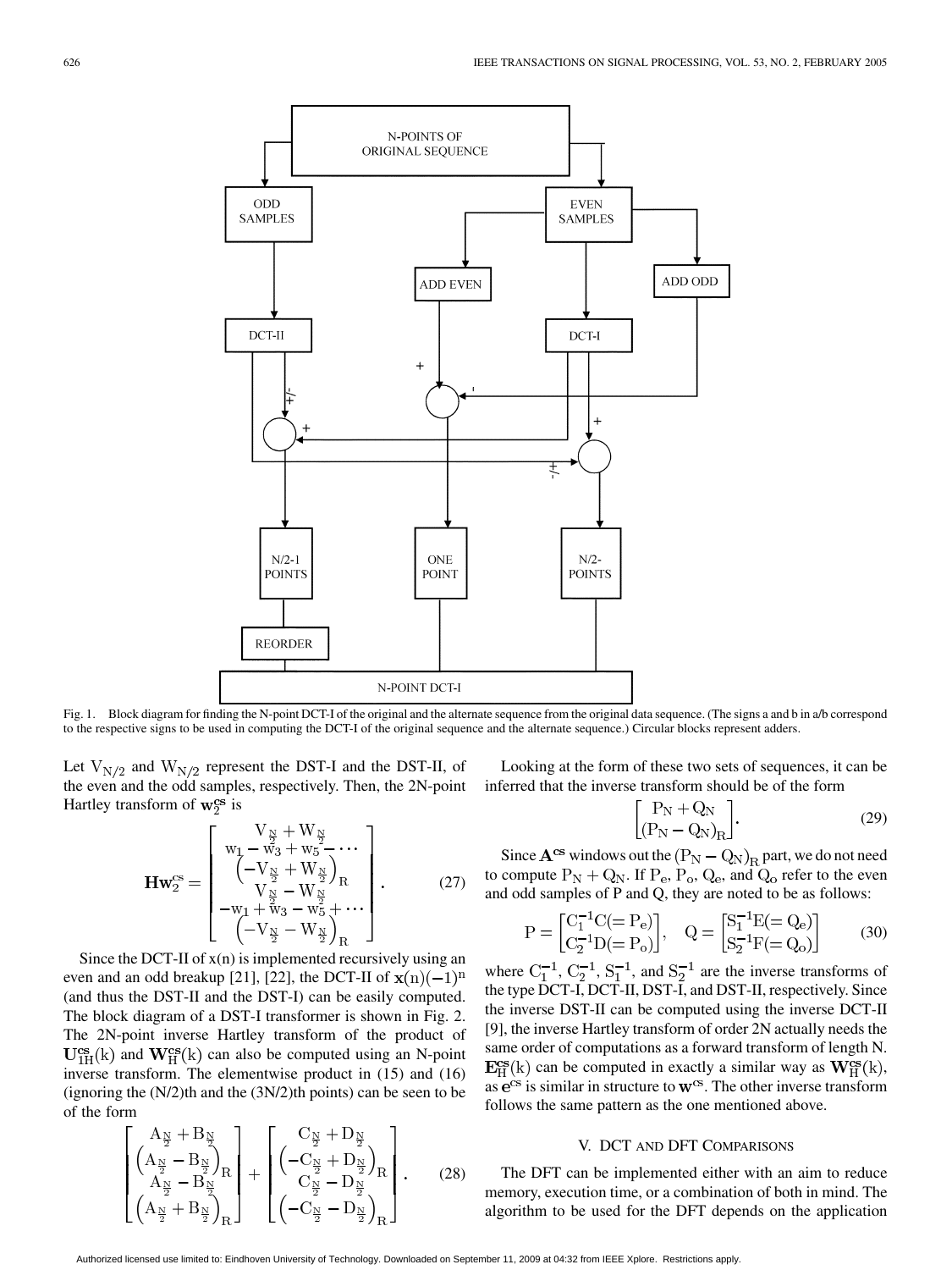Fig. 1. Block diagram for finding the N-point DCT-I of the original and the alternate sequence from the original data sequence. (The signs a and b in a/b correspond to the respective signs to be used in computing the DCT-I of the original sequence and the alternate sequence.) Circular blocks represent adders.

Let $V_{N/2}$ and $W_{N/2}$ represent the DST-I and the DST-II, of the even and the odd samples, respectively. Then, the 2N-point Hartley transform of $\mathbf{w}_2^{cs}$ is

$$\mathbf{H}\mathbf{w}_2^{cs} = \begin{bmatrix} V_{\frac{N}{2}} + W_{\frac{N}{2}} \\ w_1 - w_3 + w_5 - \cdots \\ \left(-V_{\frac{N}{2}} + W_{\frac{N}{2}}\right)_R \\ V_{\frac{N}{2}} - W_{\frac{N}{2}} \\ -w_1 + w_3 - w_5 + \cdots \\ \left(-V_{\frac{N}{2}} - W_{\frac{N}{2}}\right)_R \end{bmatrix}. \tag{27}$$

Since the DCT-II of x(n) is implemented recursively using an even and an odd breakup [21], [22], the DCT-II of $\mathbf{x}(n)(-1)^n$ (and thus the DST-II and the DST-I) can be easily computed. The block diagram of a DST-I transformer is shown in Fig. 2. The 2N-point inverse Hartley transform of the product of $\mathbf{U}_{1H}^{cs}(k)$ and $\mathbf{W}_H^{cs}(k)$ can also be computed using an N-point inverse transform. The elementwise product in (15) and (16) (ignoring the (N/2)th and the (3N/2)th points) can be seen to be of the form

$$\begin{bmatrix} A_{\frac{N}{2}} + B_{\frac{N}{2}} \\ \left(A_{\frac{N}{2}} - B_{\frac{N}{2}}\right)_R \\ A_{\frac{N}{2}} - B_{\frac{N}{2}} \\ \left(A_{\frac{N}{2}} + B_{\frac{N}{2}}\right)_R \end{bmatrix} + \begin{bmatrix} C_{\frac{N}{2}} + D_{\frac{N}{2}} \\ \left(-C_{\frac{N}{2}} + D_{\frac{N}{2}}\right)_R \\ C_{\frac{N}{2}} - D_{\frac{N}{2}} \\ \left(-C_{\frac{N}{2}} - D_{\frac{N}{2}}\right)_R \end{bmatrix}. \tag{28}$$

Looking at the form of these two sets of sequences, it can be inferred that the inverse transform should be of the form

$$\begin{bmatrix} P_N + Q_N \\ (P_N - Q_N)_R \end{bmatrix}. \tag{29}$$

Since $\mathbf{A}^{cs}$ windows out the $(P_N - Q_N)_R$ part, we do not need to compute $P_N + Q_N$. If $P_e$, $P_o$, $Q_e$, and $Q_o$ refer to the even and odd samples of P and Q, they are noted to be as follows:

$$P = \begin{bmatrix} C_1^{-1}C(= P_e) \\ C_2^{-1}D(= P_o) \end{bmatrix}, \quad Q = \begin{bmatrix} S_1^{-1}E(= Q_e) \\ S_2^{-1}F(= Q_o) \end{bmatrix} \tag{30}$$

where $C_1^{-1}$, $C_2^{-1}$, $S_1^{-1}$, and $S_2^{-1}$ are the inverse transforms of the type DCT-I, DCT-II, DST-I, and DST-II, respectively. Since the inverse DST-II can be computed using the inverse DCT-II [9], the inverse Hartley transform of order 2N actually needs the same order of computations as a forward transform of length N. $\mathbf{E}_H^{cs}(k)$ can be computed in exactly a similar way as $\mathbf{W}_H^{cs}(k)$, as $\mathbf{e}^{cs}$ is similar in structure to $\mathbf{w}^{cs}$. The other inverse transform follows the same pattern as the one mentioned above.

## V. DCT and DFT Comparisons

The DFT can be implemented either with an aim to reduce memory, execution time, or a combination of both in mind. The algorithm to be used for the DFT depends on the application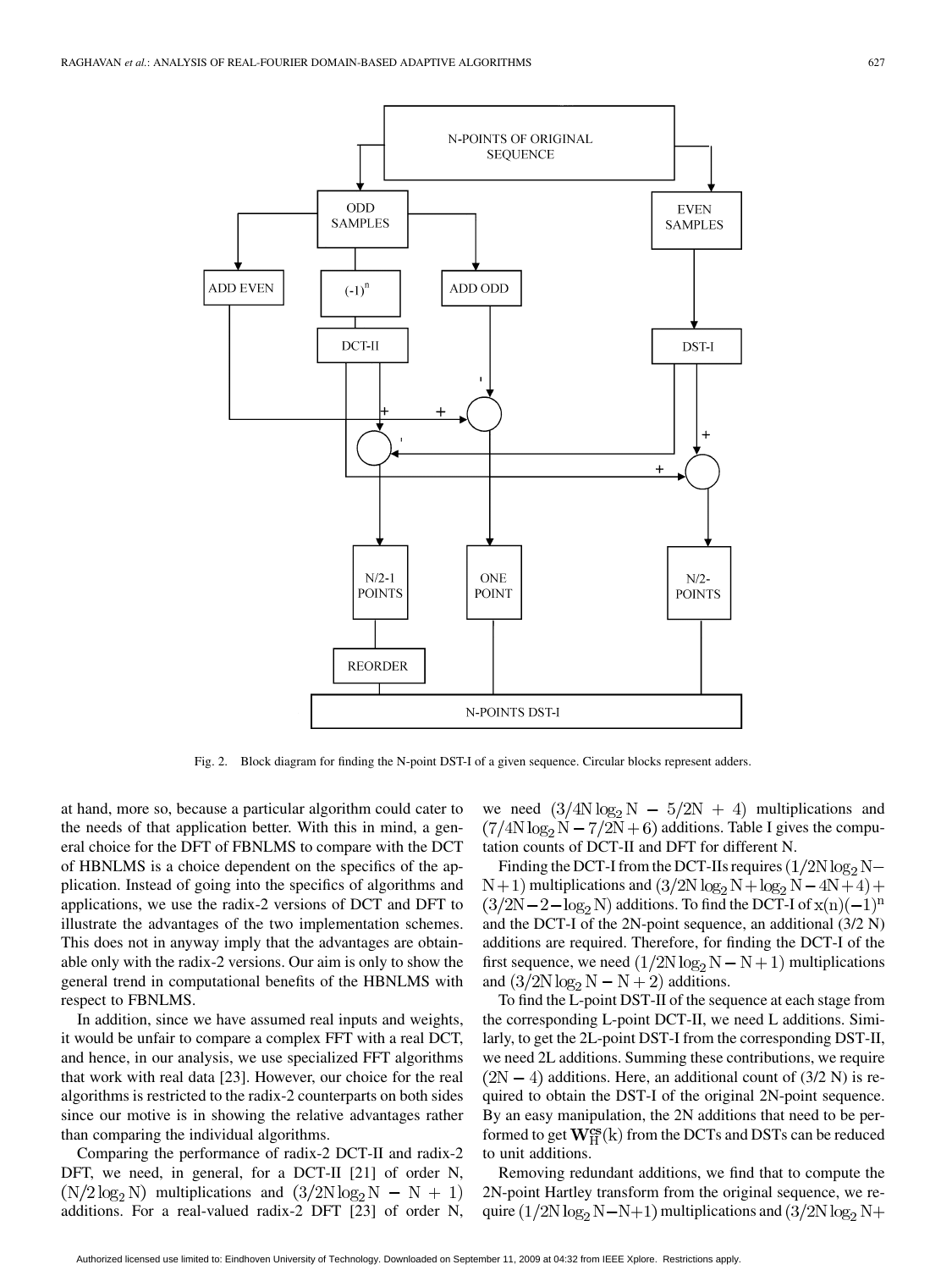Fig. 2. Block diagram for finding the N-point DST-I of a given sequence. Circular blocks represent adders.

at hand, more so, because a particular algorithm could cater to the needs of that application better. With this in mind, a general choice for the DFT of FBNLMS to compare with the DCT of HBNLMS is a choice dependent on the specifics of the application. Instead of going into the specifics of algorithms and applications, we use the radix-2 versions of DCT and DFT to illustrate the advantages of the two implementation schemes. This does not in anyway imply that the advantages are obtainable only with the radix-2 versions. Our aim is only to show the general trend in computational benefits of the HBNLMS with respect to FBNLMS.

In addition, since we have assumed real inputs and weights, it would be unfair to compare a complex FFT with a real DCT, and hence, in our analysis, we use specialized FFT algorithms that work with real data [23]. However, our choice for the real algorithms is restricted to the radix-2 counterparts on both sides since our motive is in showing the relative advantages rather than comparing the individual algorithms.

Comparing the performance of radix-2 DCT-II and radix-2 DFT, we need, in general, for a DCT-II [21] of order N, $(N/2 \log_2 N)$ multiplications and $(3/2N \log_2 N - N + 1)$ additions. For a real-valued radix-2 DFT [23] of order N, we need $(3/4N \log_2 N - 5/2N + 4)$ multiplications and $(7/4N \log_2 N - 7/2N + 6)$ additions. Table I gives the computation counts of DCT-II and DFT for different N.

Finding the DCT-I from the DCT-IIs requires $(1/2N \log_2 N - N + 1)$ multiplications and $(3/2N \log_2 N + \log_2 N - 4N + 4) + (3/2N - 2 - \log_2 N)$ additions. To find the DCT-I of $x(n)(-1)^n$ and the DCT-I of the 2N-point sequence, an additional (3/2 N) additions are required. Therefore, for finding the DCT-I of the first sequence, we need $(1/2N \log_2 N - N + 1)$ multiplications and $(3/2N \log_2 N - N + 2)$ additions.

To find the L-point DST-II of the sequence at each stage from the corresponding L-point DCT-II, we need L additions. Similarly, to get the 2L-point DST-I from the corresponding DST-II, we need 2L additions. Summing these contributions, we require $(2N - 4)$ additions. Here, an additional count of (3/2 N) is required to obtain the DST-I of the original 2N-point sequence. By an easy manipulation, the 2N additions that need to be performed to get $\mathbf{W}_{\rm H}^{\rm cs}(k)$ from the DCTs and DSTs can be reduced to unit additions.

Removing redundant additions, we find that to compute the 2N-point Hartley transform from the original sequence, we require $(1/2N \log_2 N - N + 1)$ multiplications and $(3/2N \log_2 N +$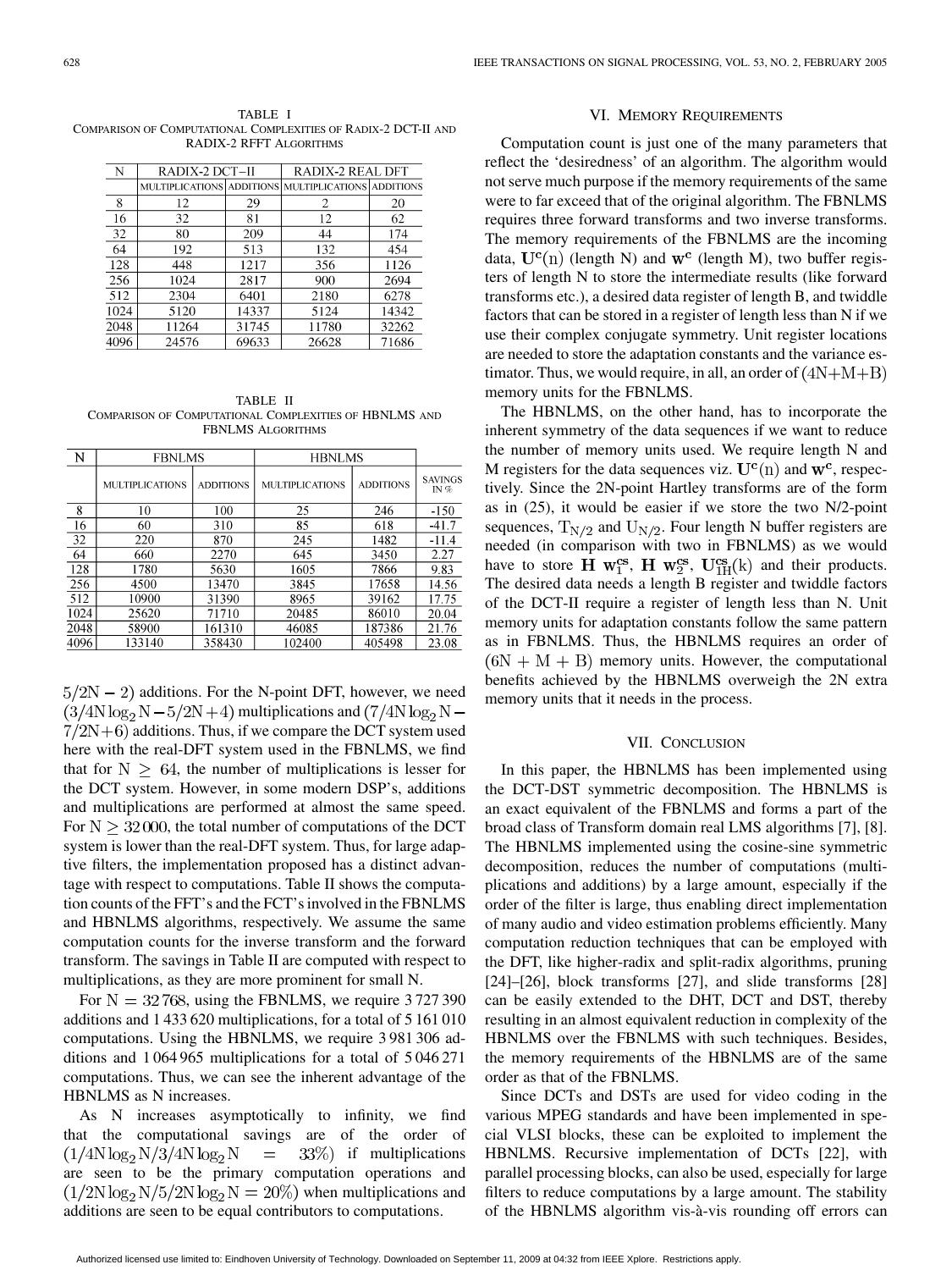TABLE I
COMPARISON OF COMPUTATIONAL COMPLEXITIES OF RADIX-2 DCT-II AND RADIX-2 RFFT ALGORITHMS

| N | RADIX-2 DCT–II | | RADIX-2 REAL DFT | |
|---|---|---|---|---|
| | MULTIPLICATIONS | ADDITIONS | MULTIPLICATIONS | ADDITIONS |
| 8 | 12 | 29 | 2 | 20 |
| 16 | 32 | 81 | 12 | 62 |
| 32 | 80 | 209 | 44 | 174 |
| 64 | 192 | 513 | 132 | 454 |
| 128 | 448 | 1217 | 356 | 1126 |
| 256 | 1024 | 2817 | 900 | 2694 |
| 512 | 2304 | 6401 | 2180 | 6278 |
| 1024 | 5120 | 14337 | 5124 | 14342 |
| 2048 | 11264 | 31745 | 11780 | 32262 |
| 4096 | 24576 | 69633 | 26628 | 71686 |

TABLE II
COMPARISON OF COMPUTATIONAL COMPLEXITIES OF HBNLMS AND FBNLMS ALGORITHMS

| N | FBNLMS | | HBNLMS | | |
|---|---|---|---|---|---|
| | MULTIPLICATIONS | ADDITIONS | MULTIPLICATIONS | ADDITIONS | SAVINGS IN % |
| 8 | 10 | 100 | 25 | 246 | -150 |
| 16 | 60 | 310 | 85 | 618 | -41.7 |
| 32 | 220 | 870 | 245 | 1482 | -11.4 |
| 64 | 660 | 2270 | 645 | 3450 | 2.27 |
| 128 | 1780 | 5630 | 1605 | 7866 | 9.83 |
| 256 | 4500 | 13470 | 3845 | 17658 | 14.56 |
| 512 | 10900 | 31390 | 8965 | 39162 | 17.75 |
| 1024 | 25620 | 71710 | 20485 | 86010 | 20.04 |
| 2048 | 58900 | 161310 | 46085 | 187386 | 21.76 |
| 4096 | 133140 | 358430 | 102400 | 405498 | 23.08 |

$5/2N - 2)$ additions. For the N-point DFT, however, we need $(3/4N\log_2 N - 5/2N + 4)$ multiplications and $(7/4N\log_2 N - 7/2N + 6)$ additions. Thus, if we compare the DCT system used here with the real-DFT system used in the FBNLMS, we find that for $N \geq 64$, the number of multiplications is lesser for the DCT system. However, in some modern DSP's, additions and multiplications are performed at almost the same speed. For $N \geq 32\,000$, the total number of computations of the DCT system is lower than the real-DFT system. Thus, for large adaptive filters, the implementation proposed has a distinct advantage with respect to computations. Table II shows the computation counts of the FFT's and the FCT's involved in the FBNLMS and HBNLMS algorithms, respectively. We assume the same computation counts for the inverse transform and the forward transform. The savings in Table II are computed with respect to multiplications, as they are more prominent for small N.

For $N = 32\,768$, using the FBNLMS, we require 3 727 390 additions and 1 433 620 multiplications, for a total of 5 161 010 computations. Using the HBNLMS, we require 3 981 306 additions and 1 064 965 multiplications for a total of 5 046 271 computations. Thus, we can see the inherent advantage of the HBNLMS as N increases.

As N increases asymptotically to infinity, we find that the computational savings are of the order of $(1/4N\log_2 N / 3/4N\log_2 N = 33\%)$ if multiplications are seen to be the primary computation operations and $(1/2N\log_2 N / 5/2N\log_2 N = 20\%)$ when multiplications and additions are seen to be equal contributors to computations.

## VI. Memory Requirements

Computation count is just one of the many parameters that reflect the 'desiredness' of an algorithm. The algorithm would not serve much purpose if the memory requirements of the same were to far exceed that of the original algorithm. The FBNLMS requires three forward transforms and two inverse transforms. The memory requirements of the FBNLMS are the incoming data, $\mathbf{U^c}(n)$ (length N) and $\mathbf{w^c}$ (length M), two buffer registers of length N to store the intermediate results (like forward transforms etc.), a desired data register of length B, and twiddle factors that can be stored in a register of length less than N if we use their complex conjugate symmetry. Unit register locations are needed to store the adaptation constants and the variance estimator. Thus, we would require, in all, an order of $(4N+M+B)$ memory units for the FBNLMS.

The HBNLMS, on the other hand, has to incorporate the inherent symmetry of the data sequences if we want to reduce the number of memory units used. We require length N and M registers for the data sequences viz. $\mathbf{U^c}(n)$ and $\mathbf{w^c}$, respectively. Since the 2N-point Hartley transforms are of the form as in (25), it would be easier if we store the two N/2-point sequences, $T_{N/2}$ and $U_{N/2}$. Four length N buffer registers are needed (in comparison with two in FBNLMS) as we would have to store $\mathbf{H}\ \mathbf{w}_1^{\mathbf{cs}}$, $\mathbf{H}\ \mathbf{w}_2^{\mathbf{cs}}$, $\mathbf{U}_{1H}^{\mathbf{cs}}(k)$ and their products. The desired data needs a length B register and twiddle factors of the DCT-II require a register of length less than N. Unit memory units for adaptation constants follow the same pattern as in FBNLMS. Thus, the HBNLMS requires an order of $(6N + M + B)$ memory units. However, the computational benefits achieved by the HBNLMS overweigh the 2N extra memory units that it needs in the process.

## VII. Conclusion

In this paper, the HBNLMS has been implemented using the DCT-DST symmetric decomposition. The HBNLMS is an exact equivalent of the FBNLMS and forms a part of the broad class of Transform domain real LMS algorithms [7], [8]. The HBNLMS implemented using the cosine-sine symmetric decomposition, reduces the number of computations (multiplications and additions) by a large amount, especially if the order of the filter is large, thus enabling direct implementation of many audio and video estimation problems efficiently. Many computation reduction techniques that can be employed with the DFT, like higher-radix and split-radix algorithms, pruning [24]–[26], block transforms [27], and slide transforms [28] can be easily extended to the DHT, DCT and DST, thereby resulting in an almost equivalent reduction in complexity of the HBNLMS over the FBNLMS with such techniques. Besides, the memory requirements of the HBNLMS are of the same order as that of the FBNLMS.

Since DCTs and DSTs are used for video coding in the various MPEG standards and have been implemented in special VLSI blocks, these can be exploited to implement the HBNLMS. Recursive implementation of DCTs [22], with parallel processing blocks, can also be used, especially for large filters to reduce computations by a large amount. The stability of the HBNLMS algorithm vis-à-vis rounding off errors can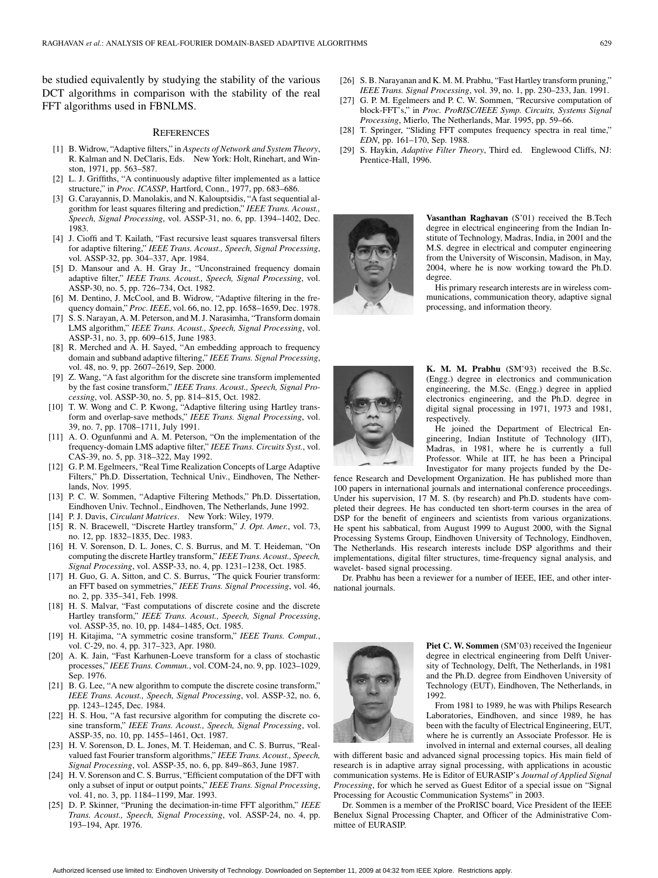be studied equivalently by studying the stability of the various DCT algorithms in comparison with the stability of the real FFT algorithms used in FBNLMS.

## REFERENCES

[1] B. Widrow, "Adaptive filters," in *Aspects of Network and System Theory*, R. Kalman and N. DeClaris, Eds. New York: Holt, Rinehart, and Winston, 1971, pp. 563–587.

[2] L. J. Griffiths, "A continuously adaptive filter implemented as a lattice structure," in *Proc. ICASSP*, Hartford, Conn., 1977, pp. 683–686.

[3] G. Carayannis, D. Manolakis, and N. Kalouptsidis, "A fast sequential algorithm for least squares filtering and prediction," *IEEE Trans. Acoust., Speech, Signal Processing*, vol. ASSP-31, no. 6, pp. 1394–1402, Dec. 1983.

[4] J. Cioffi and T. Kailath, "Fast recursive least squares transversal filters for adaptive filtering," *IEEE Trans. Acoust., Speech, Signal Processing*, vol. ASSP-32, pp. 304–337, Apr. 1984.

[5] D. Mansour and A. H. Gray Jr., "Unconstrained frequency domain adaptive filter," *IEEE Trans. Acoust., Speech, Signal Processing*, vol. ASSP-30, no. 5, pp. 726–734, Oct. 1982.

[6] M. Dentino, J. McCool, and B. Widrow, "Adaptive filtering in the frequency domain," *Proc. IEEE*, vol. 66, no. 12, pp. 1658–1659, Dec. 1978.

[7] S. S. Narayan, A. M. Peterson, and M. J. Narasimha, "Transform domain LMS algorithm," *IEEE Trans. Acoust., Speech, Signal Processing*, vol. ASSP-31, no. 3, pp. 609–615, June 1983.

[8] R. Merched and A. H. Sayed, "An embedding approach to frequency domain and subband adaptive filtering," *IEEE Trans. Signal Processing*, vol. 48, no. 9, pp. 2607–2619, Sep. 2000.

[9] Z. Wang, "A fast algorithm for the discrete sine transform implemented by the fast cosine transform," *IEEE Trans. Acoust., Speech, Signal Processing*, vol. ASSP-30, no. 5, pp. 814–815, Oct. 1982.

[10] T. W. Wong and C. P. Kwong, "Adaptive filtering using Hartley transform and overlap-save methods," *IEEE Trans. Signal Processing*, vol. 39, no. 7, pp. 1708–1711, July 1991.

[11] A. O. Ogunfunmi and A. M. Peterson, "On the implementation of the frequency-domain LMS adaptive filter," *IEEE Trans. Circuits Syst.*, vol. CAS-39, no. 5, pp. 318–322, May 1992.

[12] G. P. M. Egelmeers, "Real Time Realization Concepts of Large Adaptive Filters," Ph.D. Dissertation, Technical Univ., Eindhoven, The Netherlands, Nov. 1995.

[13] P. C. W. Sommen, "Adaptive Filtering Methods," Ph.D. Dissertation, Eindhoven Univ. Technol., Eindhoven, The Netherlands, June 1992.

[14] P. J. Davis, *Circulant Matrices*. New York: Wiley, 1979.

[15] R. N. Bracewell, "Discrete Hartley transform," *J. Opt. Amer.*, vol. 73, no. 12, pp. 1832–1835, Dec. 1983.

[16] H. V. Sorenson, D. L. Jones, C. S. Burrus, and M. T. Heideman, "On computing the discrete Hartley transform," *IEEE Trans. Acoust., Speech, Signal Processing*, vol. ASSP-33, no. 4, pp. 1231–1238, Oct. 1985.

[17] H. Guo, G. A. Sitton, and C. S. Burrus, "The quick Fourier transform: an FFT based on symmetries," *IEEE Trans. Signal Processing*, vol. 46, no. 2, pp. 335–341, Feb. 1998.

[18] H. S. Malvar, "Fast computations of discrete cosine and the discrete Hartley transform," *IEEE Trans. Acoust., Speech, Signal Processing*, vol. ASSP-35, no. 10, pp. 1484–1485, Oct. 1985.

[19] H. Kitajima, "A symmetric cosine transform," *IEEE Trans. Comput.*, vol. C-29, no. 4, pp. 317–323, Apr. 1980.

[20] A. K. Jain, "Fast Karhunen-Loeve transform for a class of stochastic processes," *IEEE Trans. Commun.*, vol. COM-24, no. 9, pp. 1023–1029, Sep. 1976.

[21] B. G. Lee, "A new algorithm to compute the discrete cosine transform," *IEEE Trans. Acoust., Speech, Signal Processing*, vol. ASSP-32, no. 6, pp. 1243–1245, Dec. 1984.

[22] H. S. Hou, "A fast recursive algorithm for computing the discrete cosine transform," *IEEE Trans. Acoust., Speech, Signal Processing*, vol. ASSP-35, no. 10, pp. 1455–1461, Oct. 1987.

[23] H. V. Sorenson, D. L. Jones, M. T. Heideman, and C. S. Burrus, "Real-valued fast Fourier transform algorithms," *IEEE Trans. Acoust., Speech, Signal Processing*, vol. ASSP-35, no. 6, pp. 849–863, June 1987.

[24] H. V. Sorenson and C. S. Burrus, "Efficient computation of the DFT with only a subset of input or output points," *IEEE Trans. Signal Processing*, vol. 41, no. 3, pp. 1184–1199, Mar. 1993.

[25] D. P. Skinner, "Pruning the decimation-in-time FFT algorithm," *IEEE Trans. Acoust., Speech, Signal Processing*, vol. ASSP-24, no. 4, pp. 193–194, Apr. 1976.

[26] S. B. Narayanan and K. M. M. Prabhu, "Fast Hartley transform pruning," *IEEE Trans. Signal Processing*, vol. 39, no. 1, pp. 230–233, Jan. 1991.

[27] G. P. M. Egelmeers and P. C. W. Sommen, "Recursive computation of block-FFT's," in *Proc. ProRISC/IEEE Symp. Circuits, Systems Signal Processing*, Mierlo, The Netherlands, Mar. 1995, pp. 59–66.

[28] T. Springer, "Sliding FFT computes frequency spectra in real time," *EDN*, pp. 161–170, Sep. 1988.

[29] S. Haykin, *Adaptive Filter Theory*, Third ed. Englewood Cliffs, NJ: Prentice-Hall, 1996.

**Vasanthan Raghavan** (S'01) received the B.Tech degree in electrical engineering from the Indian Institute of Technology, Madras, India, in 2001 and the M.S. degree in electrical and computer engineering from the University of Wisconsin, Madison, in May, 2004, where he is now working toward the Ph.D. degree.

His primary research interests are in wireless communications, communication theory, adaptive signal processing, and information theory.

**K. M. M. Prabhu** (SM'93) received the B.Sc. (Engg.) degree in electronics and communication engineering, the M.Sc. (Engg.) degree in applied electronics engineering, and the Ph.D. degree in digital signal processing in 1971, 1973 and 1981, respectively.

He joined the Department of Electrical Engineering, Indian Institute of Technology (IIT), Madras, in 1981, where he is currently a full Professor. While at IIT, he has been a Principal Investigator for many projects funded by the Defence Research and Development Organization. He has published more than 100 papers in international journals and international conference proceedings. Under his supervision, 17 M. S. (by research) and Ph.D. students have completed their degrees. He has conducted ten short-term courses in the area of DSP for the benefit of engineers and scientists from various organizations. He spent his sabbatical, from August 1999 to August 2000, with the Signal Processing Systems Group, Eindhoven University of Technology, Eindhoven, The Netherlands. His research interests include DSP algorithms and their implementations, digital filter structures, time-frequency signal analysis, and wavelet- based signal processing.

Dr. Prabhu has been a reviewer for a number of IEEE, IEE, and other international journals.

**Piet C. W. Sommen** (SM'03) received the Ingenieur degree in electrical engineering from Delft University of Technology, Delft, The Netherlands, in 1981 and the Ph.D. degree from Eindhoven University of Technology (EUT), Eindhoven, The Netherlands, in 1992.

From 1981 to 1989, he was with Philips Research Laboratories, Eindhoven, and since 1989, he has been with the faculty of Electrical Engineering, EUT, where he is currently an Associate Professor. He is involved in internal and external courses, all dealing with different basic and advanced signal processing topics. His main field of research is in adaptive array signal processing, with applications in acoustic communication systems. He is Editor of EURASIP's *Journal of Applied Signal Processing*, for which he served as Guest Editor of a special issue on "Signal Processing for Acoustic Communication Systems" in 2003.

Dr. Sommen is a member of the ProRISC board, Vice President of the IEEE Benelux Signal Processing Chapter, and Officer of the Administrative Committee of EURASIP.